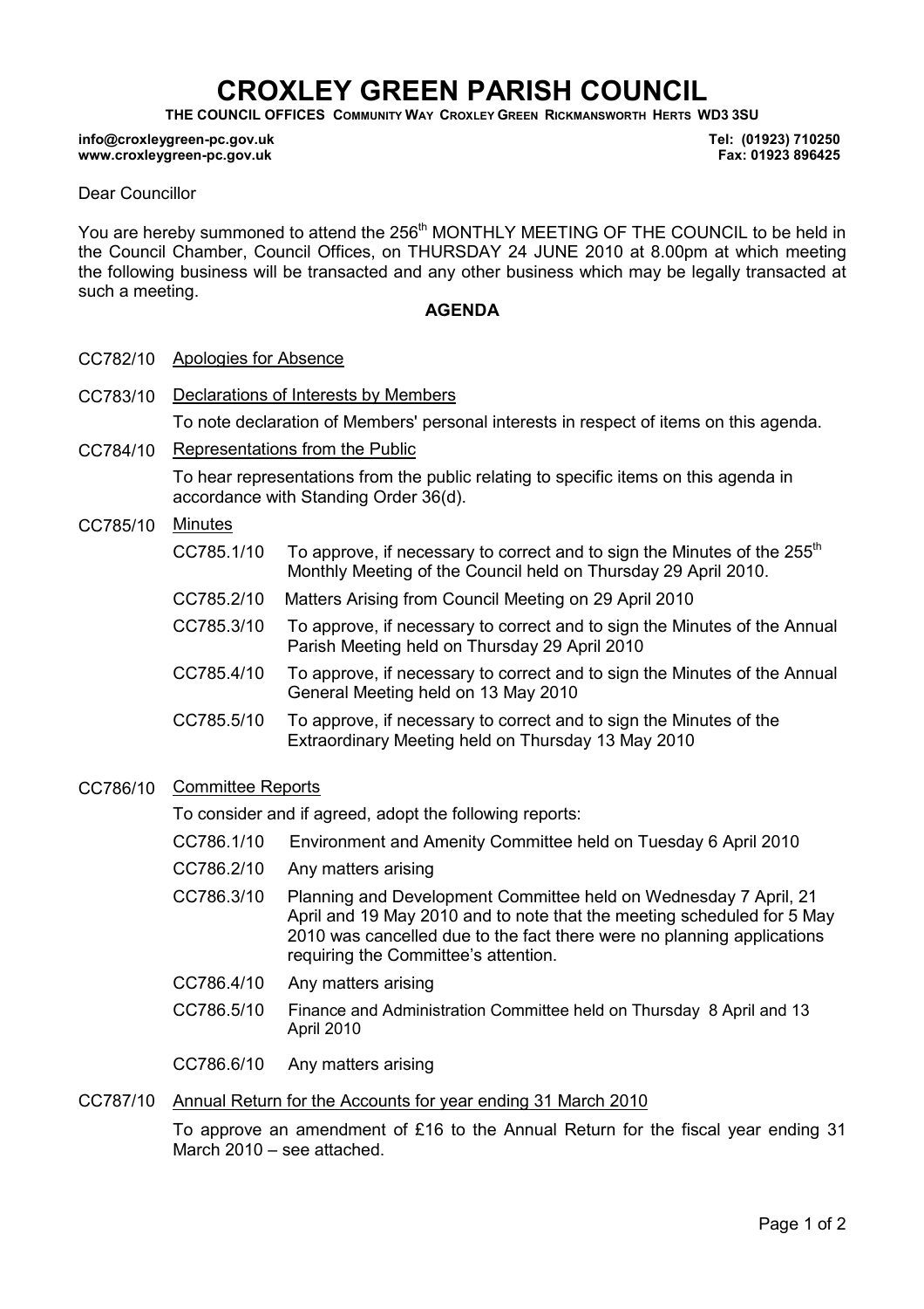# CROXLEY GREEN PARISH COUNCIL

**THE COUNCIL OFFICES COMMUNITY WAY CROXLEY GREEN RICKMANSWORTH HERTS WD3 3SU**

**info@croxleygreen-pc.gov.uk** **Tel: (01923) 710250**
**www.croxleygreen-pc.gov.uk** **Fax: 01923 896425**

Dear Councillor

You are hereby summoned to attend the 256th MONTHLY MEETING OF THE COUNCIL to be held in the Council Chamber, Council Offices, on THURSDAY 24 JUNE 2010 at 8.00pm at which meeting the following business will be transacted and any other business which may be legally transacted at such a meeting.

**AGENDA**

CC782/10 Apologies for Absence

CC783/10 Declarations of Interests by Members

To note declaration of Members' personal interests in respect of items on this agenda.

CC784/10 Representations from the Public

To hear representations from the public relating to specific items on this agenda in accordance with Standing Order 36(d).

CC785/10 Minutes

- CC785.1/10 To approve, if necessary to correct and to sign the Minutes of the 255th Monthly Meeting of the Council held on Thursday 29 April 2010.
- CC785.2/10 Matters Arising from Council Meeting on 29 April 2010
- CC785.3/10 To approve, if necessary to correct and to sign the Minutes of the Annual Parish Meeting held on Thursday 29 April 2010
- CC785.4/10 To approve, if necessary to correct and to sign the Minutes of the Annual General Meeting held on 13 May 2010
- CC785.5/10 To approve, if necessary to correct and to sign the Minutes of the Extraordinary Meeting held on Thursday 13 May 2010

CC786/10 Committee Reports

To consider and if agreed, adopt the following reports:

- CC786.1/10 Environment and Amenity Committee held on Tuesday 6 April 2010
- CC786.2/10 Any matters arising
- CC786.3/10 Planning and Development Committee held on Wednesday 7 April, 21 April and 19 May 2010 and to note that the meeting scheduled for 5 May 2010 was cancelled due to the fact there were no planning applications requiring the Committee's attention.
- CC786.4/10 Any matters arising
- CC786.5/10 Finance and Administration Committee held on Thursday 8 April and 13 April 2010
- CC786.6/10 Any matters arising

CC787/10 Annual Return for the Accounts for year ending 31 March 2010

To approve an amendment of £16 to the Annual Return for the fiscal year ending 31 March 2010 – see attached.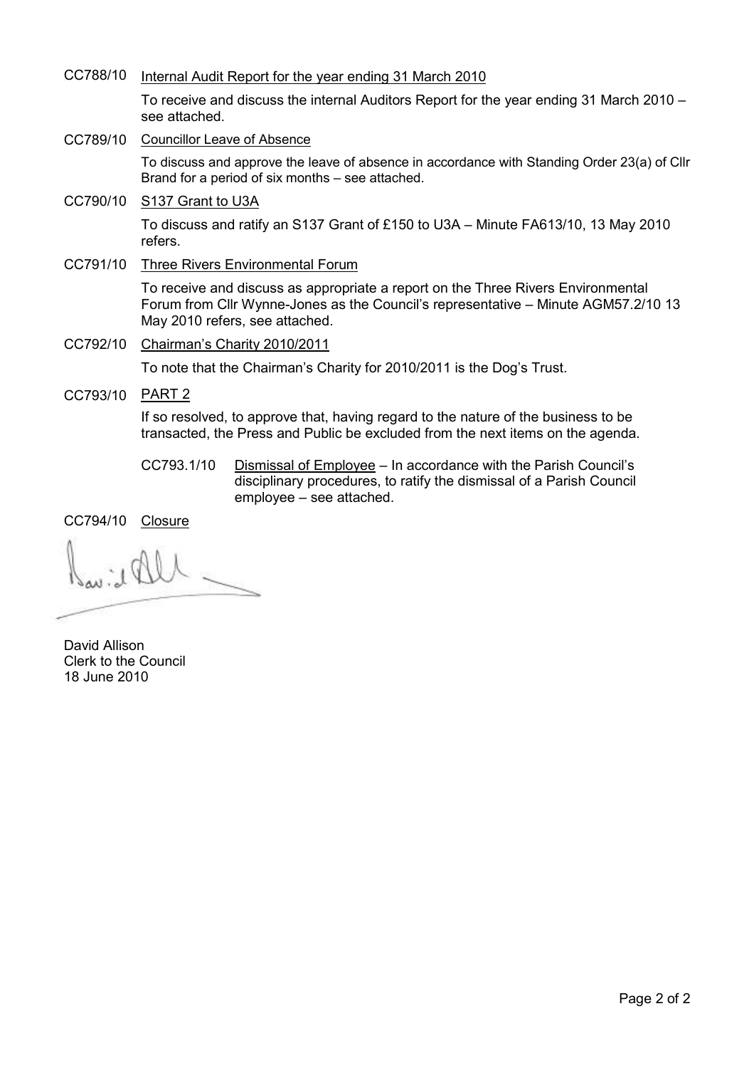CC788/10 <u>Internal Audit Report for the year ending 31 March 2010</u>

To receive and discuss the internal Auditors Report for the year ending 31 March 2010 – see attached.

CC789/10 <u>Councillor Leave of Absence</u>

To discuss and approve the leave of absence in accordance with Standing Order 23(a) of Cllr Brand for a period of six months – see attached.

CC790/10 <u>S137 Grant to U3A</u>

To discuss and ratify an S137 Grant of £150 to U3A – Minute FA613/10, 13 May 2010 refers.

CC791/10 <u>Three Rivers Environmental Forum</u>

To receive and discuss as appropriate a report on the Three Rivers Environmental Forum from Cllr Wynne-Jones as the Council's representative – Minute AGM57.2/10 13 May 2010 refers, see attached.

CC792/10 <u>Chairman's Charity 2010/2011</u>

To note that the Chairman's Charity for 2010/2011 is the Dog's Trust.

CC793/10 <u>PART 2</u>

If so resolved, to approve that, having regard to the nature of the business to be transacted, the Press and Public be excluded from the next items on the agenda.

CC793.1/10 <u>Dismissal of Employee</u> – In accordance with the Parish Council's disciplinary procedures, to ratify the dismissal of a Parish Council employee – see attached.

CC794/10 <u>Closure</u>

David Allison
Clerk to the Council
18 June 2010